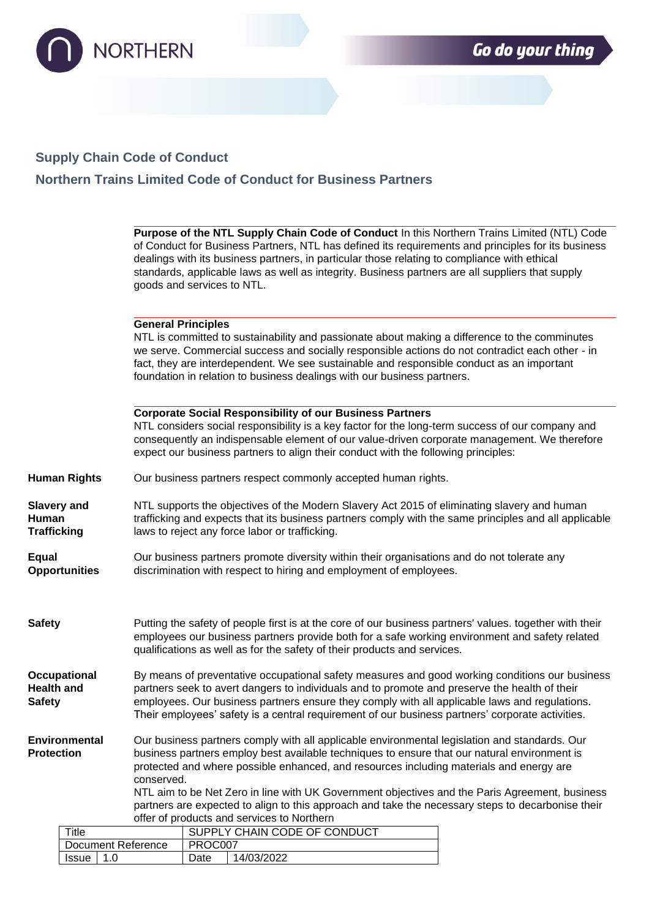NORTHERN

Go do your thing

## Supply Chain Code of Conduct

## Northern Trains Limited Code of Conduct for Business Partners

**Purpose of the NTL Supply Chain Code of Conduct** In this Northern Trains Limited (NTL) Code of Conduct for Business Partners, NTL has defined its requirements and principles for its business dealings with its business partners, in particular those relating to compliance with ethical standards, applicable laws as well as integrity. Business partners are all suppliers that supply goods and services to NTL.

**General Principles**
NTL is committed to sustainability and passionate about making a difference to the comminutes we serve. Commercial success and socially responsible actions do not contradict each other - in fact, they are interdependent. We see sustainable and responsible conduct as an important foundation in relation to business dealings with our business partners.

**Corporate Social Responsibility of our Business Partners**
NTL considers social responsibility is a key factor for the long-term success of our company and consequently an indispensable element of our value-driven corporate management. We therefore expect our business partners to align their conduct with the following principles:

**Human Rights**
Our business partners respect commonly accepted human rights.

**Slavery and Human Trafficking**
NTL supports the objectives of the Modern Slavery Act 2015 of eliminating slavery and human trafficking and expects that its business partners comply with the same principles and all applicable laws to reject any force labor or trafficking.

**Equal Opportunities**
Our business partners promote diversity within their organisations and do not tolerate any discrimination with respect to hiring and employment of employees.

**Safety**
Putting the safety of people first is at the core of our business partners' values. together with their employees our business partners provide both for a safe working environment and safety related qualifications as well as for the safety of their products and services.

**Occupational Health and Safety**
By means of preventative occupational safety measures and good working conditions our business partners seek to avert dangers to individuals and to promote and preserve the health of their employees. Our business partners ensure they comply with all applicable laws and regulations. Their employees' safety is a central requirement of our business partners' corporate activities.

**Environmental Protection**
Our business partners comply with all applicable environmental legislation and standards. Our business partners employ best available techniques to ensure that our natural environment is protected and where possible enhanced, and resources including materials and energy are conserved.
NTL aim to be Net Zero in line with UK Government objectives and the Paris Agreement, business partners are expected to align to this approach and take the necessary steps to decarbonise their offer of products and services to Northern

| Title | | SUPPLY CHAIN CODE OF CONDUCT | |
|---|---|---|---|
| Document Reference | | PROC007 | |
| Issue | 1.0 | Date | 14/03/2022 |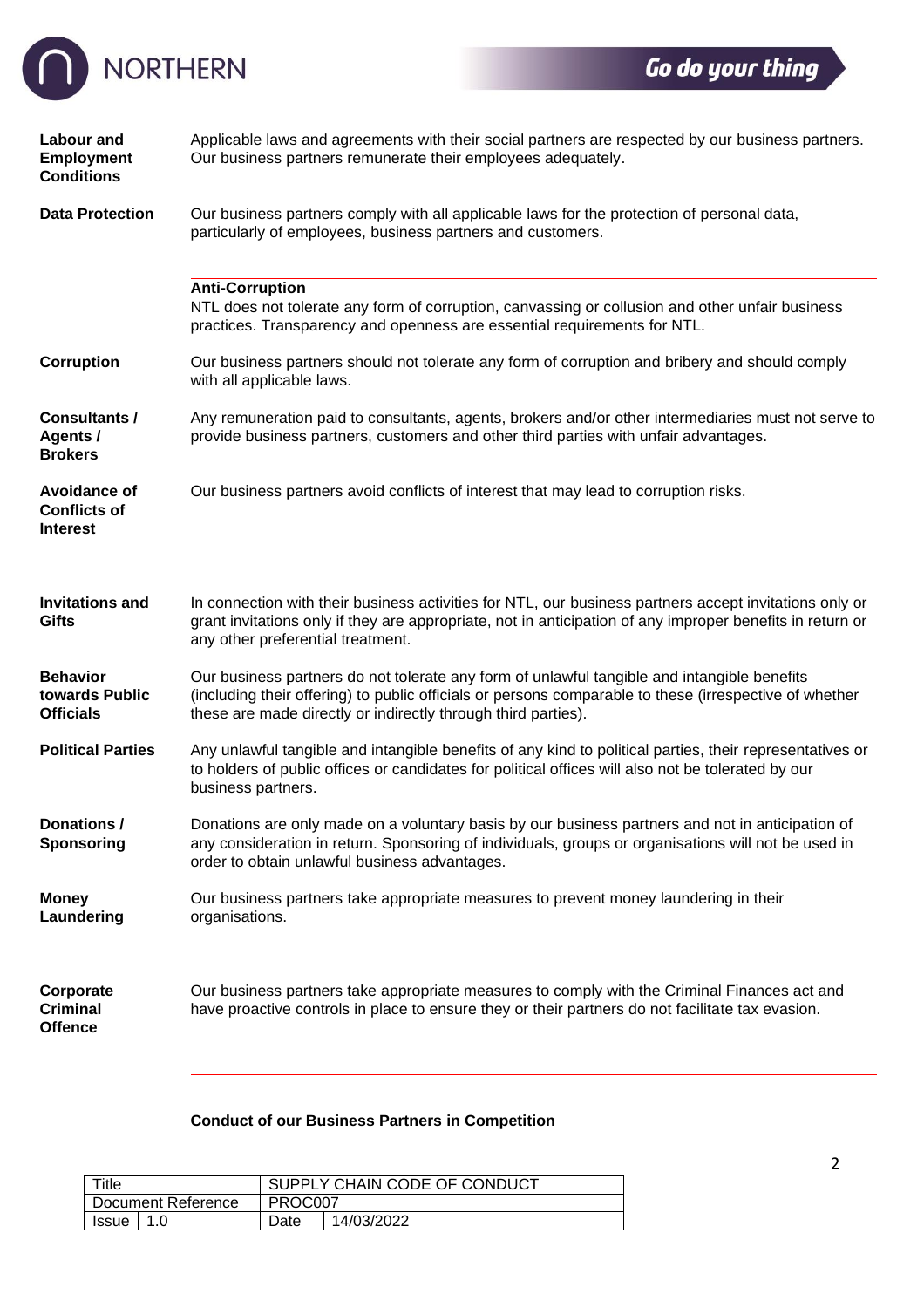**Labour and Employment Conditions** Applicable laws and agreements with their social partners are respected by our business partners. Our business partners remunerate their employees adequately.

**Data Protection** Our business partners comply with all applicable laws for the protection of personal data, particularly of employees, business partners and customers.

---

**Anti-Corruption**

NTL does not tolerate any form of corruption, canvassing or collusion and other unfair business practices. Transparency and openness are essential requirements for NTL.

**Corruption** Our business partners should not tolerate any form of corruption and bribery and should comply with all applicable laws.

**Consultants / Agents / Brokers** Any remuneration paid to consultants, agents, brokers and/or other intermediaries must not serve to provide business partners, customers and other third parties with unfair advantages.

**Avoidance of Conflicts of Interest** Our business partners avoid conflicts of interest that may lead to corruption risks.

**Invitations and Gifts** In connection with their business activities for NTL, our business partners accept invitations only or grant invitations only if they are appropriate, not in anticipation of any improper benefits in return or any other preferential treatment.

**Behavior towards Public Officials** Our business partners do not tolerate any form of unlawful tangible and intangible benefits (including their offering) to public officials or persons comparable to these (irrespective of whether these are made directly or indirectly through third parties).

**Political Parties** Any unlawful tangible and intangible benefits of any kind to political parties, their representatives or to holders of public offices or candidates for political offices will also not be tolerated by our business partners.

**Donations / Sponsoring** Donations are only made on a voluntary basis by our business partners and not in anticipation of any consideration in return. Sponsoring of individuals, groups or organisations will not be used in order to obtain unlawful business advantages.

**Money Laundering** Our business partners take appropriate measures to prevent money laundering in their organisations.

**Corporate Criminal Offence** Our business partners take appropriate measures to comply with the Criminal Finances act and have proactive controls in place to ensure they or their partners do not facilitate tax evasion.

---

**Conduct of our Business Partners in Competition**

| Title | | SUPPLY CHAIN CODE OF CONDUCT | |
|---|---|---|---|
| Document Reference | | PROC007 | |
| Issue | 1.0 | Date | 14/03/2022 |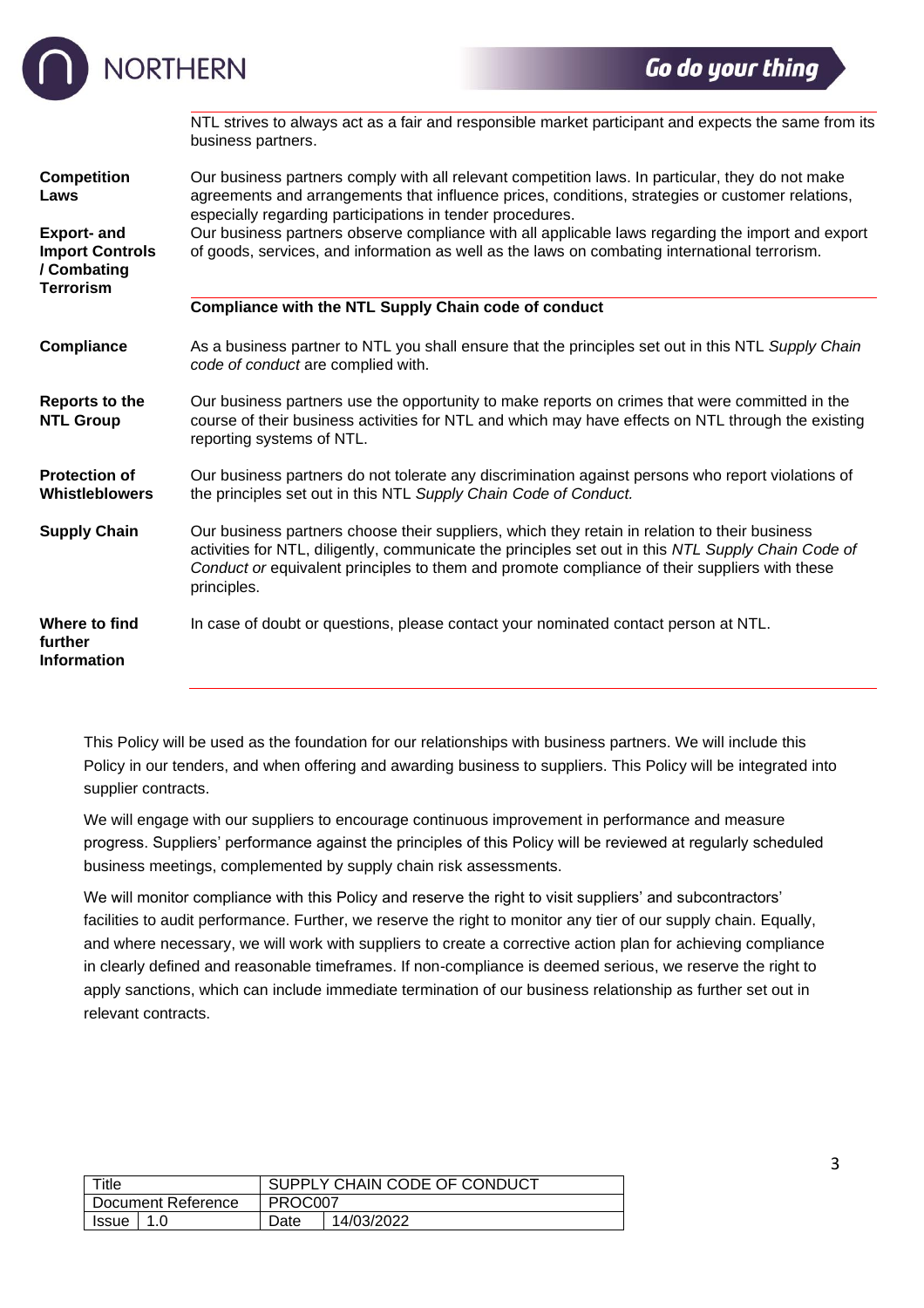| | |
|---|---|
| | NTL strives to always act as a fair and responsible market participant and expects the same from its business partners. |
| **Competition Laws** | Our business partners comply with all relevant competition laws. In particular, they do not make agreements and arrangements that influence prices, conditions, strategies or customer relations, especially regarding participations in tender procedures. |
| **Export- and Import Controls / Combating Terrorism** | Our business partners observe compliance with all applicable laws regarding the import and export of goods, services, and information as well as the laws on combating international terrorism. |
| | **Compliance with the NTL Supply Chain code of conduct** |
| **Compliance** | As a business partner to NTL you shall ensure that the principles set out in this NTL *Supply Chain code of conduct* are complied with. |
| **Reports to the NTL Group** | Our business partners use the opportunity to make reports on crimes that were committed in the course of their business activities for NTL and which may have effects on NTL through the existing reporting systems of NTL. |
| **Protection of Whistleblowers** | Our business partners do not tolerate any discrimination against persons who report violations of the principles set out in this NTL *Supply Chain Code of Conduct.* |
| **Supply Chain** | Our business partners choose their suppliers, which they retain in relation to their business activities for NTL, diligently, communicate the principles set out in this *NTL Supply Chain Code of Conduct or* equivalent principles to them and promote compliance of their suppliers with these principles. |
| **Where to find further Information** | In case of doubt or questions, please contact your nominated contact person at NTL. |

This Policy will be used as the foundation for our relationships with business partners. We will include this Policy in our tenders, and when offering and awarding business to suppliers. This Policy will be integrated into supplier contracts.

We will engage with our suppliers to encourage continuous improvement in performance and measure progress. Suppliers' performance against the principles of this Policy will be reviewed at regularly scheduled business meetings, complemented by supply chain risk assessments.

We will monitor compliance with this Policy and reserve the right to visit suppliers' and subcontractors' facilities to audit performance. Further, we reserve the right to monitor any tier of our supply chain. Equally, and where necessary, we will work with suppliers to create a corrective action plan for achieving compliance in clearly defined and reasonable timeframes. If non-compliance is deemed serious, we reserve the right to apply sanctions, which can include immediate termination of our business relationship as further set out in relevant contracts.

| Title | | SUPPLY CHAIN CODE OF CONDUCT | |
|---|---|---|---|
| Document Reference | | PROC007 | |
| Issue | 1.0 | Date | 14/03/2022 |